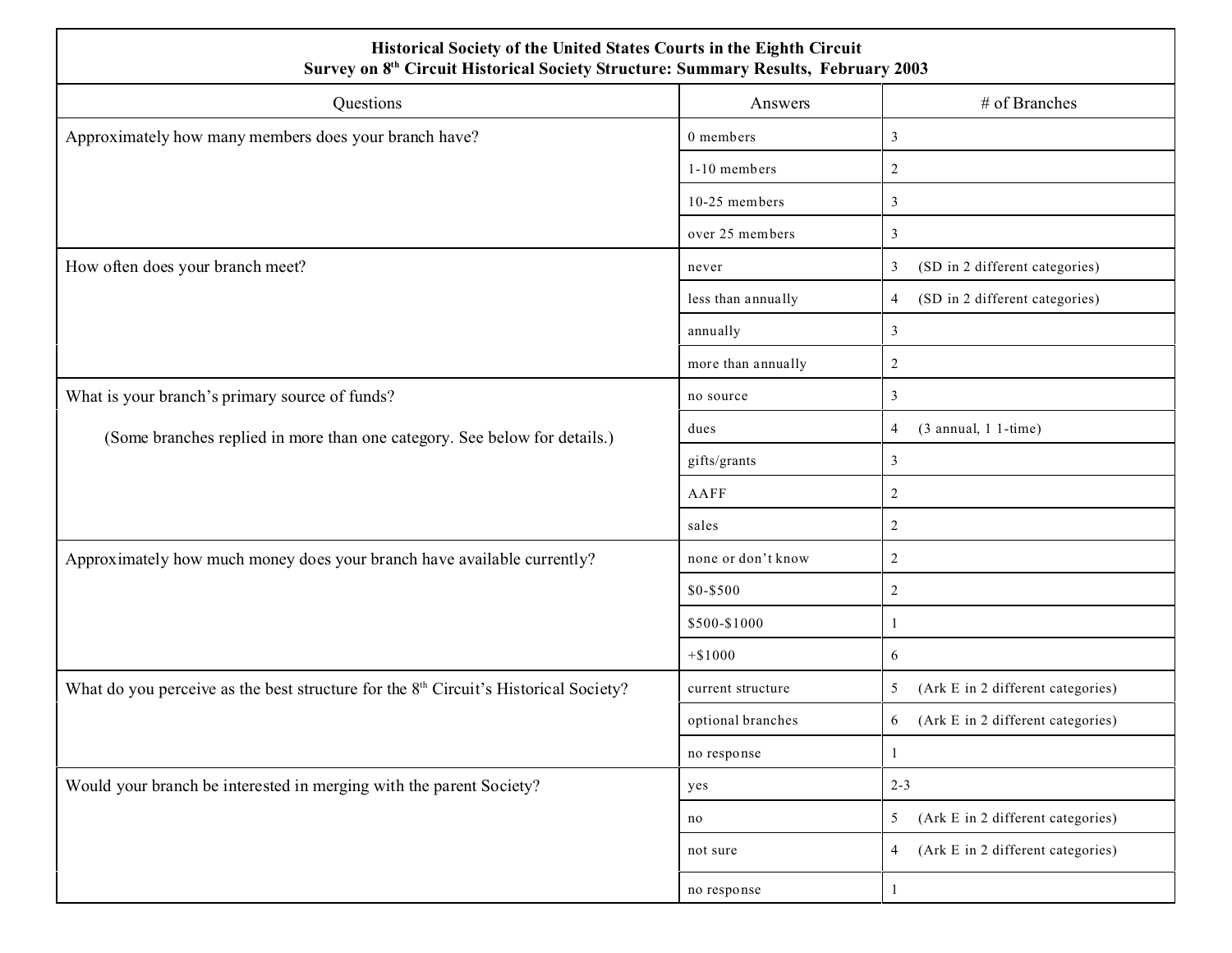**Historical Society of the United States Courts in the Eighth Circuit**
**Survey on 8th Circuit Historical Society Structure: Summary Results, February 2003**

| Questions | Answers | # of Branches |
|---|---|---|
| Approximately how many members does your branch have? | 0 members | 3 |
| | 1-10 members | 2 |
| | 10-25 members | 3 |
| | over 25 members | 3 |
| How often does your branch meet? | never | 3 (SD in 2 different categories) |
| | less than annually | 4 (SD in 2 different categories) |
| | annually | 3 |
| | more than annually | 2 |
| What is your branch's primary source of funds? (Some branches replied in more than one category. See below for details.) | no source | 3 |
| | dues | 4 (3 annual, 1 1-time) |
| | gifts/grants | 3 |
| | AAFF | 2 |
| | sales | 2 |
| Approximately how much money does your branch have available currently? | none or don't know | 2 |
| | $0-$500 | 2 |
| | $500-$1000 | 1 |
| | +$1000 | 6 |
| What do you perceive as the best structure for the 8th Circuit's Historical Society? | current structure | 5 (Ark E in 2 different categories) |
| | optional branches | 6 (Ark E in 2 different categories) |
| | no response | 1 |
| Would your branch be interested in merging with the parent Society? | yes | 2-3 |
| | no | 5 (Ark E in 2 different categories) |
| | not sure | 4 (Ark E in 2 different categories) |
| | no response | 1 |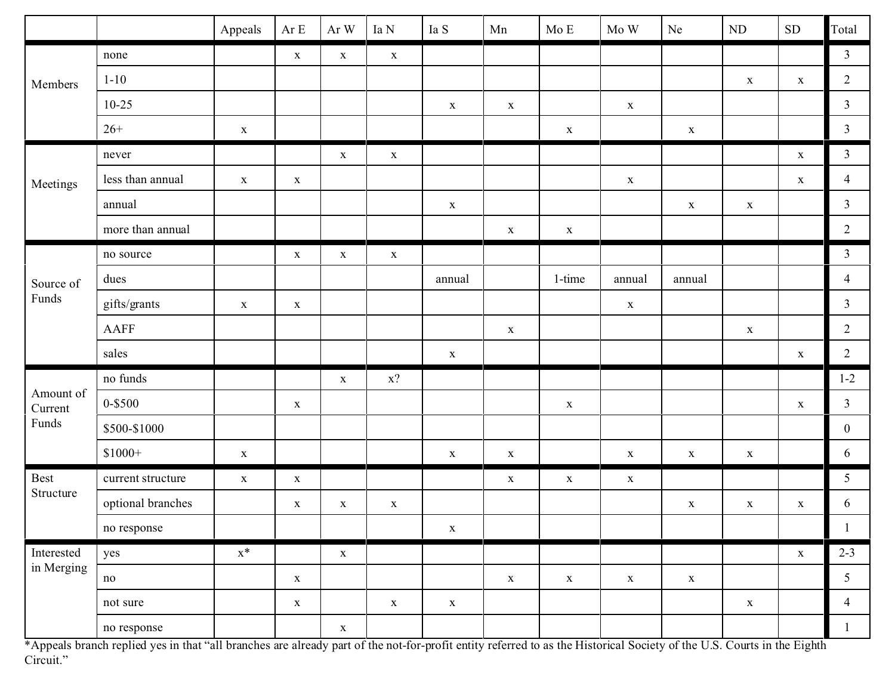| | | Appeals | Ar E | Ar W | Ia N | Ia S | Mn | Mo E | Mo W | Ne | ND | SD | Total |
|---|---|---|---|---|---|---|---|---|---|---|---|---|---|
| Members | none | | x | x | x | | | | | | | | 3 |
| | 1-10 | | | | | | | | | | x | x | 2 |
| | 10-25 | | | | | x | x | | x | | | | 3 |
| | 26+ | x | | | | | | x | | x | | | 3 |
| Meetings | never | | | x | x | | | | | | | x | 3 |
| | less than annual | x | x | | | | | | x | | | x | 4 |
| | annual | | | | | x | | | | x | x | | 3 |
| | more than annual | | | | | | x | x | | | | | 2 |
| Source of Funds | no source | | x | x | x | | | | | | | | 3 |
| | dues | | | | | annual | | 1-time | annual | annual | | | 4 |
| | gifts/grants | x | x | | | | | | x | | | | 3 |
| | AAFF | | | | | | x | | | | x | | 2 |
| | sales | | | | | x | | | | | | x | 2 |
| Amount of Current Funds | no funds | | | x | x? | | | | | | | | 1-2 |
| | 0-$500 | | x | | | | | x | | | | x | 3 |
| | $500-$1000 | | | | | | | | | | | | 0 |
| | $1000+ | x | | | | x | x | | x | x | x | | 6 |
| Best Structure | current structure | x | x | | | | x | x | x | | | | 5 |
| | optional branches | | x | x | x | | | | | x | x | x | 6 |
| | no response | | | | | x | | | | | | | 1 |
| Interested in Merging | yes | x* | | x | | | | | | | | x | 2-3 |
| | no | | x | | | | x | x | x | x | | | 5 |
| | not sure | | x | | x | x | | | | | x | | 4 |
| | no response | | | x | | | | | | | | | 1 |

*Appeals branch replied yes in that "all branches are already part of the not-for-profit entity referred to as the Historical Society of the U.S. Courts in the Eighth Circuit."